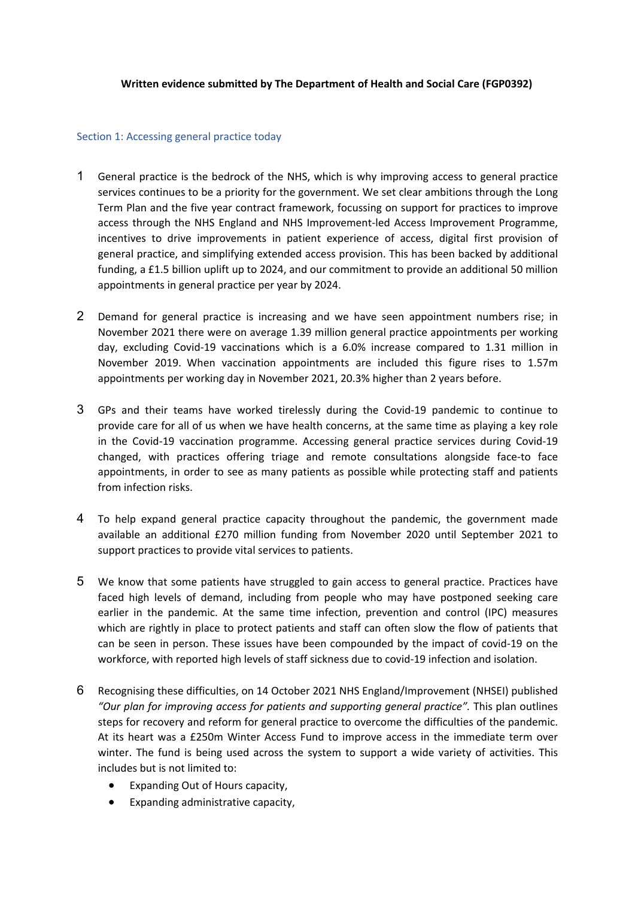**Written evidence submitted by The Department of Health and Social Care (FGP0392)**

## Section 1: Accessing general practice today

1. General practice is the bedrock of the NHS, which is why improving access to general practice services continues to be a priority for the government. We set clear ambitions through the Long Term Plan and the five year contract framework, focussing on support for practices to improve access through the NHS England and NHS Improvement-led Access Improvement Programme, incentives to drive improvements in patient experience of access, digital first provision of general practice, and simplifying extended access provision. This has been backed by additional funding, a £1.5 billion uplift up to 2024, and our commitment to provide an additional 50 million appointments in general practice per year by 2024.

2. Demand for general practice is increasing and we have seen appointment numbers rise; in November 2021 there were on average 1.39 million general practice appointments per working day, excluding Covid-19 vaccinations which is a 6.0% increase compared to 1.31 million in November 2019. When vaccination appointments are included this figure rises to 1.57m appointments per working day in November 2021, 20.3% higher than 2 years before.

3. GPs and their teams have worked tirelessly during the Covid-19 pandemic to continue to provide care for all of us when we have health concerns, at the same time as playing a key role in the Covid-19 vaccination programme. Accessing general practice services during Covid-19 changed, with practices offering triage and remote consultations alongside face-to face appointments, in order to see as many patients as possible while protecting staff and patients from infection risks.

4. To help expand general practice capacity throughout the pandemic, the government made available an additional £270 million funding from November 2020 until September 2021 to support practices to provide vital services to patients.

5. We know that some patients have struggled to gain access to general practice. Practices have faced high levels of demand, including from people who may have postponed seeking care earlier in the pandemic. At the same time infection, prevention and control (IPC) measures which are rightly in place to protect patients and staff can often slow the flow of patients that can be seen in person. These issues have been compounded by the impact of covid-19 on the workforce, with reported high levels of staff sickness due to covid-19 infection and isolation.

6. Recognising these difficulties, on 14 October 2021 NHS England/Improvement (NHSEI) published *"Our plan for improving access for patients and supporting general practice".* This plan outlines steps for recovery and reform for general practice to overcome the difficulties of the pandemic. At its heart was a £250m Winter Access Fund to improve access in the immediate term over winter. The fund is being used across the system to support a wide variety of activities. This includes but is not limited to:
   - Expanding Out of Hours capacity,
   - Expanding administrative capacity,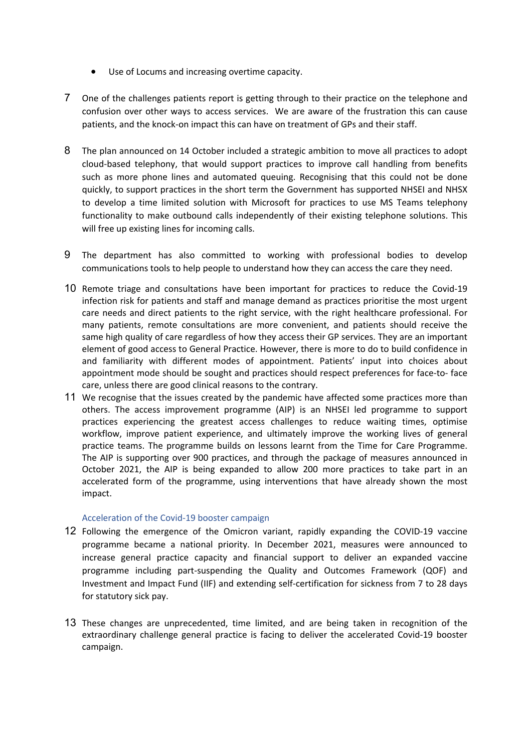- Use of Locums and increasing overtime capacity.

7 One of the challenges patients report is getting through to their practice on the telephone and confusion over other ways to access services. We are aware of the frustration this can cause patients, and the knock-on impact this can have on treatment of GPs and their staff.

8 The plan announced on 14 October included a strategic ambition to move all practices to adopt cloud-based telephony, that would support practices to improve call handling from benefits such as more phone lines and automated queuing. Recognising that this could not be done quickly, to support practices in the short term the Government has supported NHSEI and NHSX to develop a time limited solution with Microsoft for practices to use MS Teams telephony functionality to make outbound calls independently of their existing telephone solutions. This will free up existing lines for incoming calls.

9 The department has also committed to working with professional bodies to develop communications tools to help people to understand how they can access the care they need.

10 Remote triage and consultations have been important for practices to reduce the Covid-19 infection risk for patients and staff and manage demand as practices prioritise the most urgent care needs and direct patients to the right service, with the right healthcare professional. For many patients, remote consultations are more convenient, and patients should receive the same high quality of care regardless of how they access their GP services. They are an important element of good access to General Practice. However, there is more to do to build confidence in and familiarity with different modes of appointment. Patients' input into choices about appointment mode should be sought and practices should respect preferences for face-to- face care, unless there are good clinical reasons to the contrary.

11 We recognise that the issues created by the pandemic have affected some practices more than others. The access improvement programme (AIP) is an NHSEI led programme to support practices experiencing the greatest access challenges to reduce waiting times, optimise workflow, improve patient experience, and ultimately improve the working lives of general practice teams. The programme builds on lessons learnt from the Time for Care Programme. The AIP is supporting over 900 practices, and through the package of measures announced in October 2021, the AIP is being expanded to allow 200 more practices to take part in an accelerated form of the programme, using interventions that have already shown the most impact.

### Acceleration of the Covid-19 booster campaign

12 Following the emergence of the Omicron variant, rapidly expanding the COVID-19 vaccine programme became a national priority. In December 2021, measures were announced to increase general practice capacity and financial support to deliver an expanded vaccine programme including part-suspending the Quality and Outcomes Framework (QOF) and Investment and Impact Fund (IIF) and extending self-certification for sickness from 7 to 28 days for statutory sick pay.

13 These changes are unprecedented, time limited, and are being taken in recognition of the extraordinary challenge general practice is facing to deliver the accelerated Covid-19 booster campaign.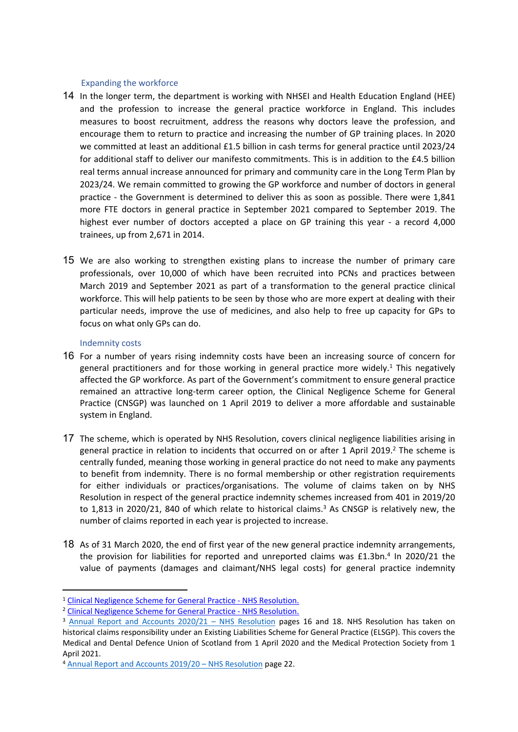### Expanding the workforce

14 In the longer term, the department is working with NHSEI and Health Education England (HEE) and the profession to increase the general practice workforce in England. This includes measures to boost recruitment, address the reasons why doctors leave the profession, and encourage them to return to practice and increasing the number of GP training places. In 2020 we committed at least an additional £1.5 billion in cash terms for general practice until 2023/24 for additional staff to deliver our manifesto commitments. This is in addition to the £4.5 billion real terms annual increase announced for primary and community care in the Long Term Plan by 2023/24. We remain committed to growing the GP workforce and number of doctors in general practice - the Government is determined to deliver this as soon as possible. There were 1,841 more FTE doctors in general practice in September 2021 compared to September 2019. The highest ever number of doctors accepted a place on GP training this year - a record 4,000 trainees, up from 2,671 in 2014.

15 We are also working to strengthen existing plans to increase the number of primary care professionals, over 10,000 of which have been recruited into PCNs and practices between March 2019 and September 2021 as part of a transformation to the general practice clinical workforce. This will help patients to be seen by those who are more expert at dealing with their particular needs, improve the use of medicines, and also help to free up capacity for GPs to focus on what only GPs can do.

### Indemnity costs

16 For a number of years rising indemnity costs have been an increasing source of concern for general practitioners and for those working in general practice more widely.[1] This negatively affected the GP workforce. As part of the Government's commitment to ensure general practice remained an attractive long-term career option, the Clinical Negligence Scheme for General Practice (CNSGP) was launched on 1 April 2019 to deliver a more affordable and sustainable system in England.

17 The scheme, which is operated by NHS Resolution, covers clinical negligence liabilities arising in general practice in relation to incidents that occurred on or after 1 April 2019.[2] The scheme is centrally funded, meaning those working in general practice do not need to make any payments to benefit from indemnity. There is no formal membership or other registration requirements for either individuals or practices/organisations. The volume of claims taken on by NHS Resolution in respect of the general practice indemnity schemes increased from 401 in 2019/20 to 1,813 in 2020/21, 840 of which relate to historical claims.[3] As CNSGP is relatively new, the number of claims reported in each year is projected to increase.

18 As of 31 March 2020, the end of first year of the new general practice indemnity arrangements, the provision for liabilities for reported and unreported claims was £1.3bn.[4] In 2020/21 the value of payments (damages and claimant/NHS legal costs) for general practice indemnity

---

[1] Clinical Negligence Scheme for General Practice - NHS Resolution.

[2] Clinical Negligence Scheme for General Practice - NHS Resolution.

[3] Annual Report and Accounts 2020/21 – NHS Resolution pages 16 and 18. NHS Resolution has taken on historical claims responsibility under an Existing Liabilities Scheme for General Practice (ELSGP). This covers the Medical and Dental Defence Union of Scotland from 1 April 2020 and the Medical Protection Society from 1 April 2021.

[4] Annual Report and Accounts 2019/20 – NHS Resolution page 22.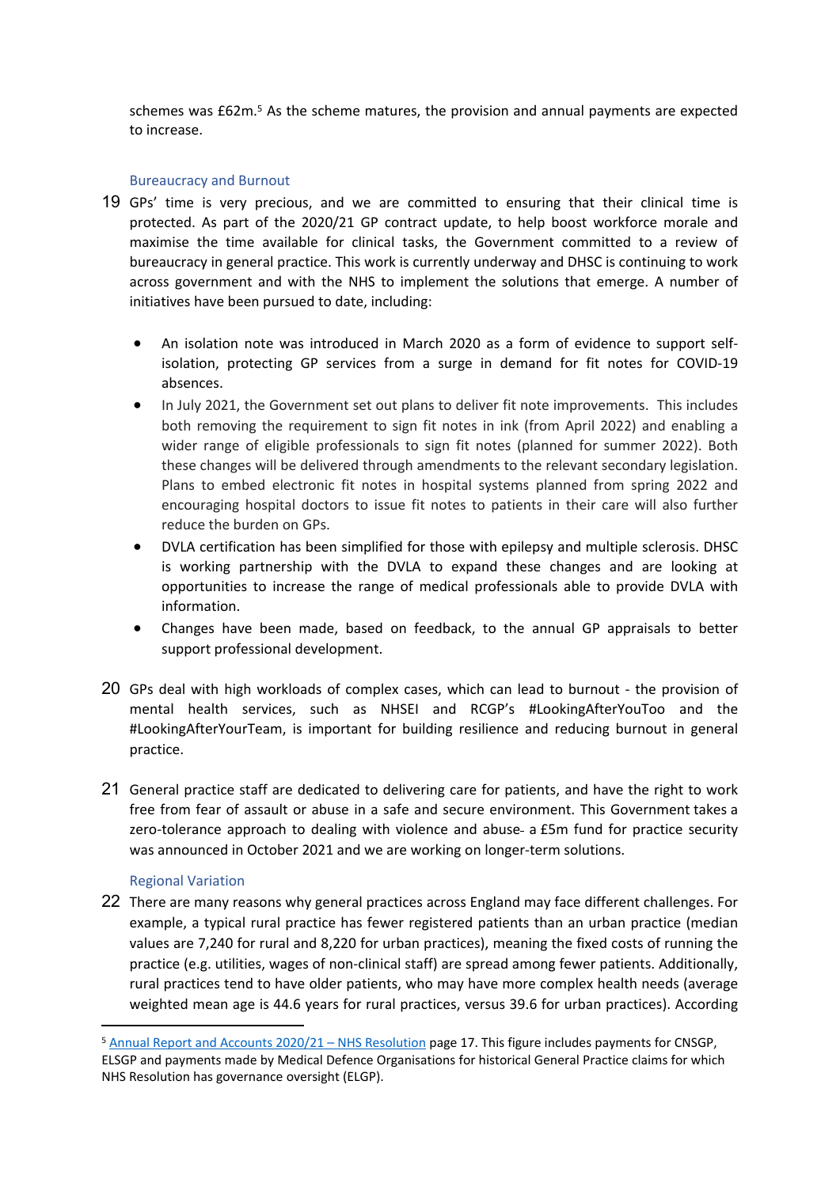schemes was £62m.[5] As the scheme matures, the provision and annual payments are expected to increase.

### Bureaucracy and Burnout

19 GPs' time is very precious, and we are committed to ensuring that their clinical time is protected. As part of the 2020/21 GP contract update, to help boost workforce morale and maximise the time available for clinical tasks, the Government committed to a review of bureaucracy in general practice. This work is currently underway and DHSC is continuing to work across government and with the NHS to implement the solutions that emerge. A number of initiatives have been pursued to date, including:

- An isolation note was introduced in March 2020 as a form of evidence to support self-isolation, protecting GP services from a surge in demand for fit notes for COVID-19 absences.
- In July 2021, the Government set out plans to deliver fit note improvements. This includes both removing the requirement to sign fit notes in ink (from April 2022) and enabling a wider range of eligible professionals to sign fit notes (planned for summer 2022). Both these changes will be delivered through amendments to the relevant secondary legislation. Plans to embed electronic fit notes in hospital systems planned from spring 2022 and encouraging hospital doctors to issue fit notes to patients in their care will also further reduce the burden on GPs.
- DVLA certification has been simplified for those with epilepsy and multiple sclerosis. DHSC is working partnership with the DVLA to expand these changes and are looking at opportunities to increase the range of medical professionals able to provide DVLA with information.
- Changes have been made, based on feedback, to the annual GP appraisals to better support professional development.

20 GPs deal with high workloads of complex cases, which can lead to burnout - the provision of mental health services, such as NHSEI and RCGP's #LookingAfterYouToo and the #LookingAfterYourTeam, is important for building resilience and reducing burnout in general practice.

21 General practice staff are dedicated to delivering care for patients, and have the right to work free from fear of assault or abuse in a safe and secure environment. This Government takes a zero-tolerance approach to dealing with violence and abuse- a £5m fund for practice security was announced in October 2021 and we are working on longer-term solutions.

### Regional Variation

22 There are many reasons why general practices across England may face different challenges. For example, a typical rural practice has fewer registered patients than an urban practice (median values are 7,240 for rural and 8,220 for urban practices), meaning the fixed costs of running the practice (e.g. utilities, wages of non-clinical staff) are spread among fewer patients. Additionally, rural practices tend to have older patients, who may have more complex health needs (average weighted mean age is 44.6 years for rural practices, versus 39.6 for urban practices). According

---

[5] Annual Report and Accounts 2020/21 – NHS Resolution page 17. This figure includes payments for CNSGP, ELSGP and payments made by Medical Defence Organisations for historical General Practice claims for which NHS Resolution has governance oversight (ELGP).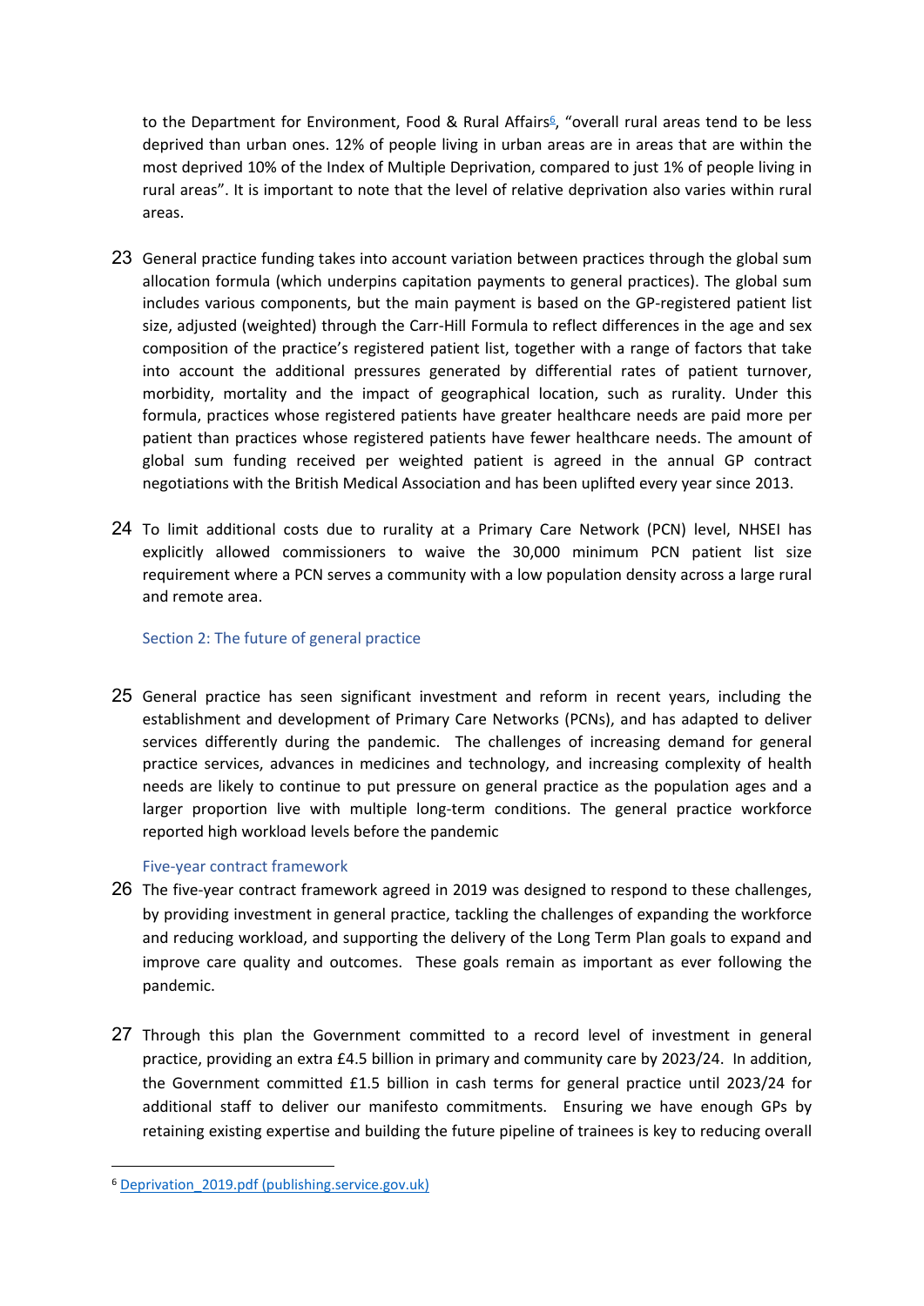to the Department for Environment, Food & Rural Affairs[6], "overall rural areas tend to be less deprived than urban ones. 12% of people living in urban areas are in areas that are within the most deprived 10% of the Index of Multiple Deprivation, compared to just 1% of people living in rural areas". It is important to note that the level of relative deprivation also varies within rural areas.

23 General practice funding takes into account variation between practices through the global sum allocation formula (which underpins capitation payments to general practices). The global sum includes various components, but the main payment is based on the GP-registered patient list size, adjusted (weighted) through the Carr-Hill Formula to reflect differences in the age and sex composition of the practice's registered patient list, together with a range of factors that take into account the additional pressures generated by differential rates of patient turnover, morbidity, mortality and the impact of geographical location, such as rurality. Under this formula, practices whose registered patients have greater healthcare needs are paid more per patient than practices whose registered patients have fewer healthcare needs. The amount of global sum funding received per weighted patient is agreed in the annual GP contract negotiations with the British Medical Association and has been uplifted every year since 2013.

24 To limit additional costs due to rurality at a Primary Care Network (PCN) level, NHSEI has explicitly allowed commissioners to waive the 30,000 minimum PCN patient list size requirement where a PCN serves a community with a low population density across a large rural and remote area.

## Section 2: The future of general practice

25 General practice has seen significant investment and reform in recent years, including the establishment and development of Primary Care Networks (PCNs), and has adapted to deliver services differently during the pandemic. The challenges of increasing demand for general practice services, advances in medicines and technology, and increasing complexity of health needs are likely to continue to put pressure on general practice as the population ages and a larger proportion live with multiple long-term conditions. The general practice workforce reported high workload levels before the pandemic

### Five-year contract framework

26 The five-year contract framework agreed in 2019 was designed to respond to these challenges, by providing investment in general practice, tackling the challenges of expanding the workforce and reducing workload, and supporting the delivery of the Long Term Plan goals to expand and improve care quality and outcomes. These goals remain as important as ever following the pandemic.

27 Through this plan the Government committed to a record level of investment in general practice, providing an extra £4.5 billion in primary and community care by 2023/24. In addition, the Government committed £1.5 billion in cash terms for general practice until 2023/24 for additional staff to deliver our manifesto commitments. Ensuring we have enough GPs by retaining existing expertise and building the future pipeline of trainees is key to reducing overall

[6] Deprivation_2019.pdf (publishing.service.gov.uk)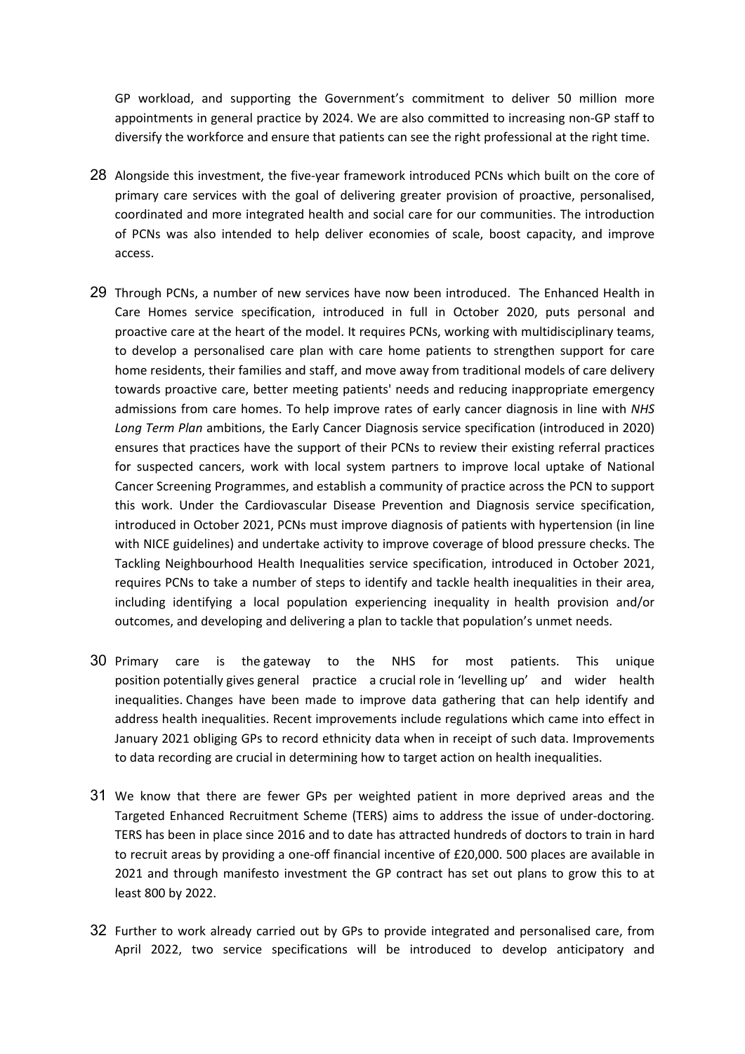GP workload, and supporting the Government's commitment to deliver 50 million more appointments in general practice by 2024. We are also committed to increasing non-GP staff to diversify the workforce and ensure that patients can see the right professional at the right time.

28 Alongside this investment, the five-year framework introduced PCNs which built on the core of primary care services with the goal of delivering greater provision of proactive, personalised, coordinated and more integrated health and social care for our communities. The introduction of PCNs was also intended to help deliver economies of scale, boost capacity, and improve access.

29 Through PCNs, a number of new services have now been introduced. The Enhanced Health in Care Homes service specification, introduced in full in October 2020, puts personal and proactive care at the heart of the model. It requires PCNs, working with multidisciplinary teams, to develop a personalised care plan with care home patients to strengthen support for care home residents, their families and staff, and move away from traditional models of care delivery towards proactive care, better meeting patients' needs and reducing inappropriate emergency admissions from care homes. To help improve rates of early cancer diagnosis in line with *NHS Long Term Plan* ambitions, the Early Cancer Diagnosis service specification (introduced in 2020) ensures that practices have the support of their PCNs to review their existing referral practices for suspected cancers, work with local system partners to improve local uptake of National Cancer Screening Programmes, and establish a community of practice across the PCN to support this work. Under the Cardiovascular Disease Prevention and Diagnosis service specification, introduced in October 2021, PCNs must improve diagnosis of patients with hypertension (in line with NICE guidelines) and undertake activity to improve coverage of blood pressure checks. The Tackling Neighbourhood Health Inequalities service specification, introduced in October 2021, requires PCNs to take a number of steps to identify and tackle health inequalities in their area, including identifying a local population experiencing inequality in health provision and/or outcomes, and developing and delivering a plan to tackle that population's unmet needs.

30 Primary care is the gateway to the NHS for most patients. This unique position potentially gives general practice a crucial role in 'levelling up' and wider health inequalities. Changes have been made to improve data gathering that can help identify and address health inequalities. Recent improvements include regulations which came into effect in January 2021 obliging GPs to record ethnicity data when in receipt of such data. Improvements to data recording are crucial in determining how to target action on health inequalities.

31 We know that there are fewer GPs per weighted patient in more deprived areas and the Targeted Enhanced Recruitment Scheme (TERS) aims to address the issue of under-doctoring. TERS has been in place since 2016 and to date has attracted hundreds of doctors to train in hard to recruit areas by providing a one-off financial incentive of £20,000. 500 places are available in 2021 and through manifesto investment the GP contract has set out plans to grow this to at least 800 by 2022.

32 Further to work already carried out by GPs to provide integrated and personalised care, from April 2022, two service specifications will be introduced to develop anticipatory and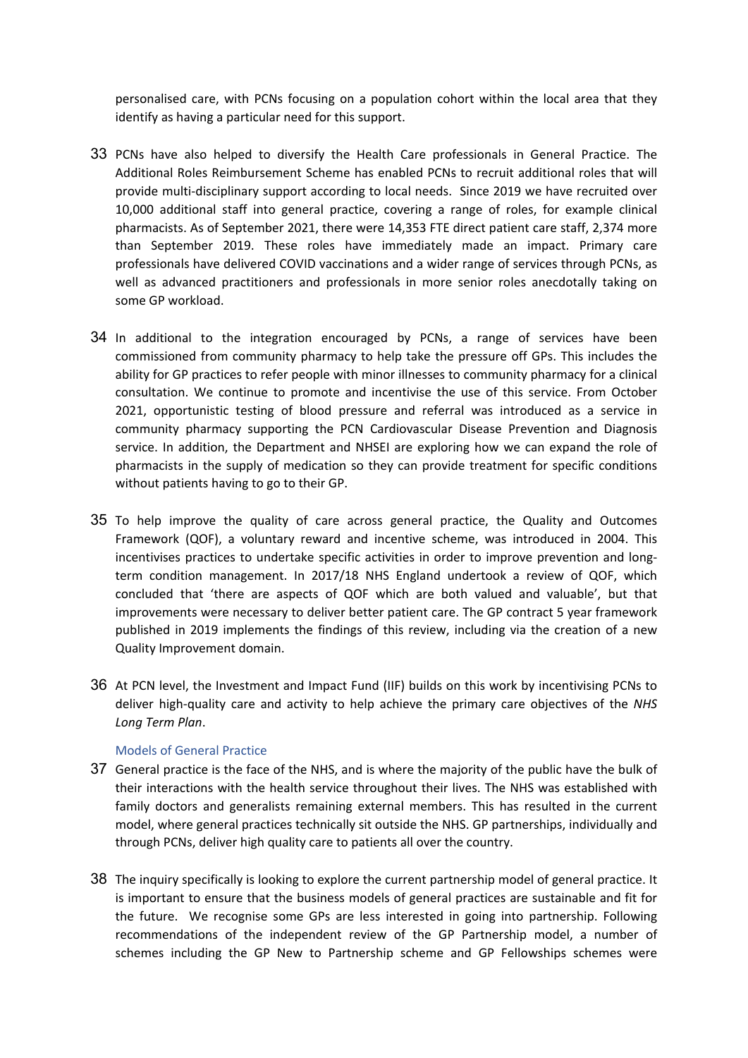personalised care, with PCNs focusing on a population cohort within the local area that they identify as having a particular need for this support.

33 PCNs have also helped to diversify the Health Care professionals in General Practice. The Additional Roles Reimbursement Scheme has enabled PCNs to recruit additional roles that will provide multi-disciplinary support according to local needs. Since 2019 we have recruited over 10,000 additional staff into general practice, covering a range of roles, for example clinical pharmacists. As of September 2021, there were 14,353 FTE direct patient care staff, 2,374 more than September 2019. These roles have immediately made an impact. Primary care professionals have delivered COVID vaccinations and a wider range of services through PCNs, as well as advanced practitioners and professionals in more senior roles anecdotally taking on some GP workload.

34 In additional to the integration encouraged by PCNs, a range of services have been commissioned from community pharmacy to help take the pressure off GPs. This includes the ability for GP practices to refer people with minor illnesses to community pharmacy for a clinical consultation. We continue to promote and incentivise the use of this service. From October 2021, opportunistic testing of blood pressure and referral was introduced as a service in community pharmacy supporting the PCN Cardiovascular Disease Prevention and Diagnosis service. In addition, the Department and NHSEI are exploring how we can expand the role of pharmacists in the supply of medication so they can provide treatment for specific conditions without patients having to go to their GP.

35 To help improve the quality of care across general practice, the Quality and Outcomes Framework (QOF), a voluntary reward and incentive scheme, was introduced in 2004. This incentivises practices to undertake specific activities in order to improve prevention and long-term condition management. In 2017/18 NHS England undertook a review of QOF, which concluded that 'there are aspects of QOF which are both valued and valuable', but that improvements were necessary to deliver better patient care. The GP contract 5 year framework published in 2019 implements the findings of this review, including via the creation of a new Quality Improvement domain.

36 At PCN level, the Investment and Impact Fund (IIF) builds on this work by incentivising PCNs to deliver high-quality care and activity to help achieve the primary care objectives of the *NHS Long Term Plan*.

### Models of General Practice

37 General practice is the face of the NHS, and is where the majority of the public have the bulk of their interactions with the health service throughout their lives. The NHS was established with family doctors and generalists remaining external members. This has resulted in the current model, where general practices technically sit outside the NHS. GP partnerships, individually and through PCNs, deliver high quality care to patients all over the country.

38 The inquiry specifically is looking to explore the current partnership model of general practice. It is important to ensure that the business models of general practices are sustainable and fit for the future. We recognise some GPs are less interested in going into partnership. Following recommendations of the independent review of the GP Partnership model, a number of schemes including the GP New to Partnership scheme and GP Fellowships schemes were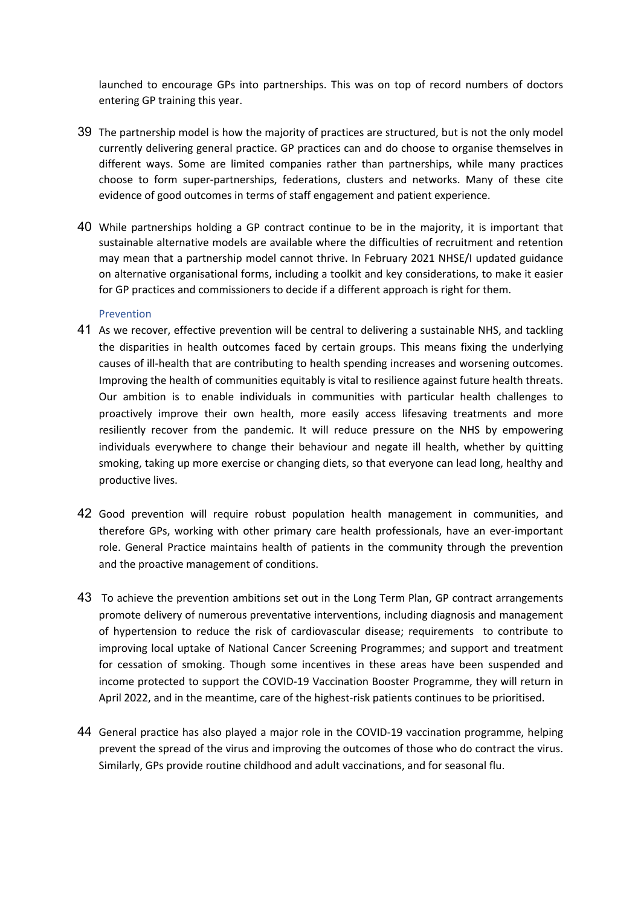launched to encourage GPs into partnerships. This was on top of record numbers of doctors entering GP training this year.

39 The partnership model is how the majority of practices are structured, but is not the only model currently delivering general practice. GP practices can and do choose to organise themselves in different ways. Some are limited companies rather than partnerships, while many practices choose to form super-partnerships, federations, clusters and networks. Many of these cite evidence of good outcomes in terms of staff engagement and patient experience.

40 While partnerships holding a GP contract continue to be in the majority, it is important that sustainable alternative models are available where the difficulties of recruitment and retention may mean that a partnership model cannot thrive. In February 2021 NHSE/I updated guidance on alternative organisational forms, including a toolkit and key considerations, to make it easier for GP practices and commissioners to decide if a different approach is right for them.

### Prevention

41 As we recover, effective prevention will be central to delivering a sustainable NHS, and tackling the disparities in health outcomes faced by certain groups. This means fixing the underlying causes of ill-health that are contributing to health spending increases and worsening outcomes. Improving the health of communities equitably is vital to resilience against future health threats. Our ambition is to enable individuals in communities with particular health challenges to proactively improve their own health, more easily access lifesaving treatments and more resiliently recover from the pandemic. It will reduce pressure on the NHS by empowering individuals everywhere to change their behaviour and negate ill health, whether by quitting smoking, taking up more exercise or changing diets, so that everyone can lead long, healthy and productive lives.

42 Good prevention will require robust population health management in communities, and therefore GPs, working with other primary care health professionals, have an ever-important role. General Practice maintains health of patients in the community through the prevention and the proactive management of conditions.

43 To achieve the prevention ambitions set out in the Long Term Plan, GP contract arrangements promote delivery of numerous preventative interventions, including diagnosis and management of hypertension to reduce the risk of cardiovascular disease; requirements to contribute to improving local uptake of National Cancer Screening Programmes; and support and treatment for cessation of smoking. Though some incentives in these areas have been suspended and income protected to support the COVID-19 Vaccination Booster Programme, they will return in April 2022, and in the meantime, care of the highest-risk patients continues to be prioritised.

44 General practice has also played a major role in the COVID-19 vaccination programme, helping prevent the spread of the virus and improving the outcomes of those who do contract the virus. Similarly, GPs provide routine childhood and adult vaccinations, and for seasonal flu.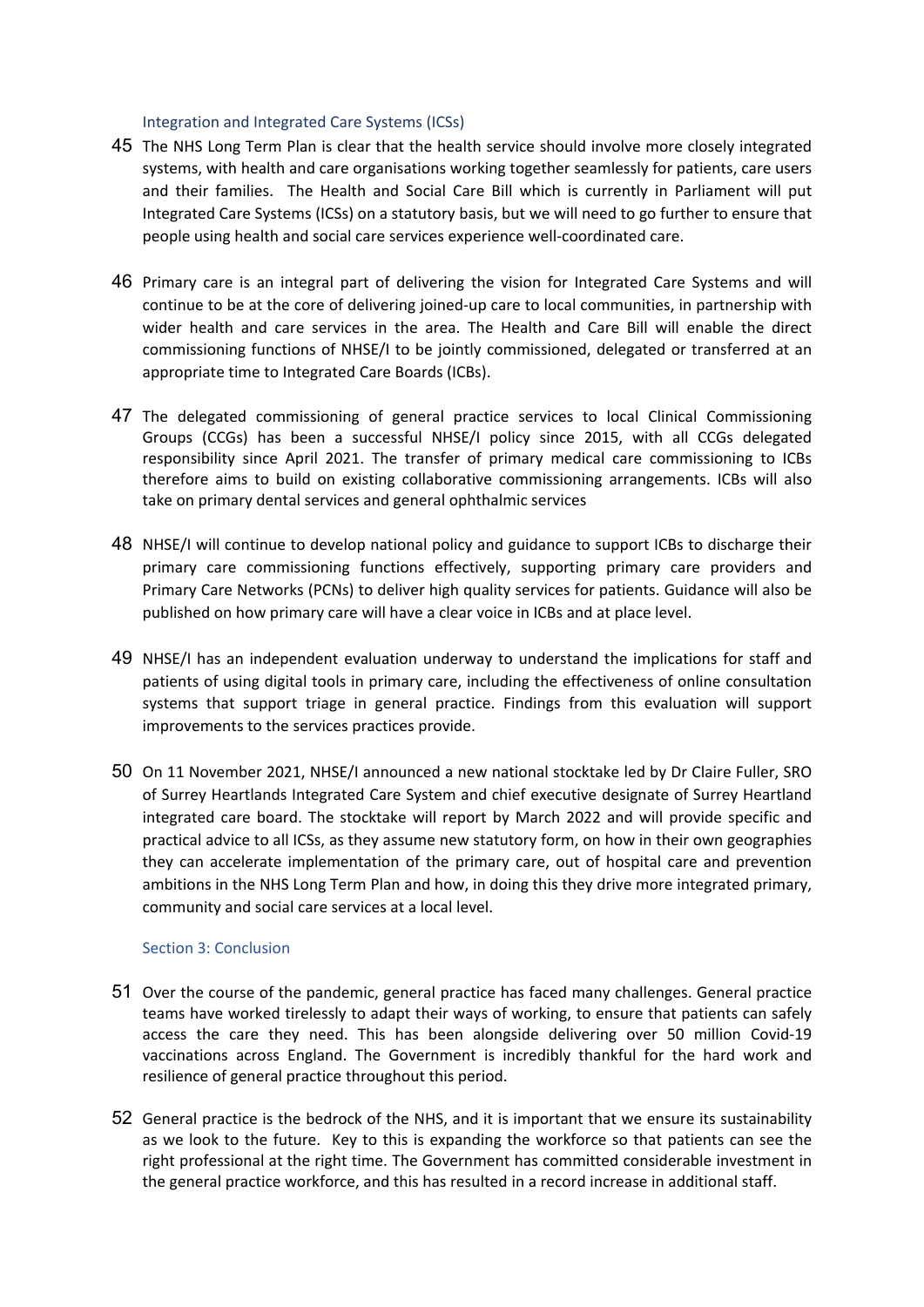### Integration and Integrated Care Systems (ICSs)

45 The NHS Long Term Plan is clear that the health service should involve more closely integrated systems, with health and care organisations working together seamlessly for patients, care users and their families. The Health and Social Care Bill which is currently in Parliament will put Integrated Care Systems (ICSs) on a statutory basis, but we will need to go further to ensure that people using health and social care services experience well-coordinated care.

46 Primary care is an integral part of delivering the vision for Integrated Care Systems and will continue to be at the core of delivering joined-up care to local communities, in partnership with wider health and care services in the area. The Health and Care Bill will enable the direct commissioning functions of NHSE/I to be jointly commissioned, delegated or transferred at an appropriate time to Integrated Care Boards (ICBs).

47 The delegated commissioning of general practice services to local Clinical Commissioning Groups (CCGs) has been a successful NHSE/I policy since 2015, with all CCGs delegated responsibility since April 2021. The transfer of primary medical care commissioning to ICBs therefore aims to build on existing collaborative commissioning arrangements. ICBs will also take on primary dental services and general ophthalmic services

48 NHSE/I will continue to develop national policy and guidance to support ICBs to discharge their primary care commissioning functions effectively, supporting primary care providers and Primary Care Networks (PCNs) to deliver high quality services for patients. Guidance will also be published on how primary care will have a clear voice in ICBs and at place level.

49 NHSE/I has an independent evaluation underway to understand the implications for staff and patients of using digital tools in primary care, including the effectiveness of online consultation systems that support triage in general practice. Findings from this evaluation will support improvements to the services practices provide.

50 On 11 November 2021, NHSE/I announced a new national stocktake led by Dr Claire Fuller, SRO of Surrey Heartlands Integrated Care System and chief executive designate of Surrey Heartland integrated care board. The stocktake will report by March 2022 and will provide specific and practical advice to all ICSs, as they assume new statutory form, on how in their own geographies they can accelerate implementation of the primary care, out of hospital care and prevention ambitions in the NHS Long Term Plan and how, in doing this they drive more integrated primary, community and social care services at a local level.

### Section 3: Conclusion

51 Over the course of the pandemic, general practice has faced many challenges. General practice teams have worked tirelessly to adapt their ways of working, to ensure that patients can safely access the care they need. This has been alongside delivering over 50 million Covid-19 vaccinations across England. The Government is incredibly thankful for the hard work and resilience of general practice throughout this period.

52 General practice is the bedrock of the NHS, and it is important that we ensure its sustainability as we look to the future. Key to this is expanding the workforce so that patients can see the right professional at the right time. The Government has committed considerable investment in the general practice workforce, and this has resulted in a record increase in additional staff.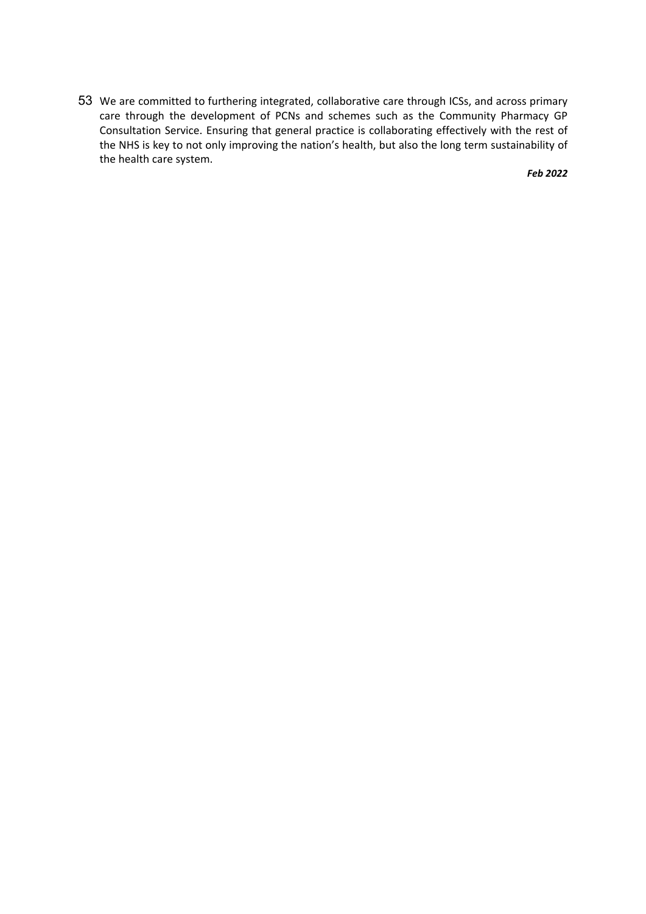53 We are committed to furthering integrated, collaborative care through ICSs, and across primary care through the development of PCNs and schemes such as the Community Pharmacy GP Consultation Service. Ensuring that general practice is collaborating effectively with the rest of the NHS is key to not only improving the nation's health, but also the long term sustainability of the health care system.

***Feb 2022***